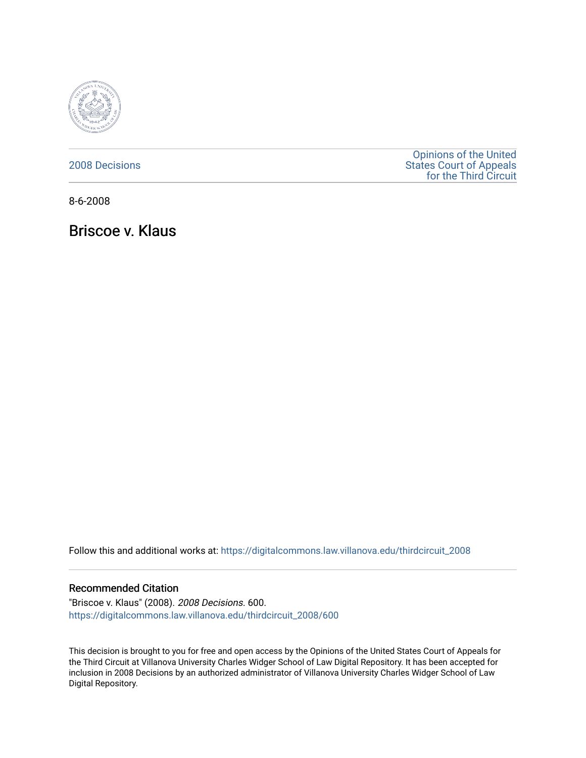2008 Decisions

Opinions of the United States Court of Appeals for the Third Circuit

8-6-2008

# Briscoe v. Klaus

Follow this and additional works at: https://digitalcommons.law.villanova.edu/thirdcircuit_2008

## Recommended Citation

"Briscoe v. Klaus" (2008). *2008 Decisions*. 600.
https://digitalcommons.law.villanova.edu/thirdcircuit_2008/600

This decision is brought to you for free and open access by the Opinions of the United States Court of Appeals for the Third Circuit at Villanova University Charles Widger School of Law Digital Repository. It has been accepted for inclusion in 2008 Decisions by an authorized administrator of Villanova University Charles Widger School of Law Digital Repository.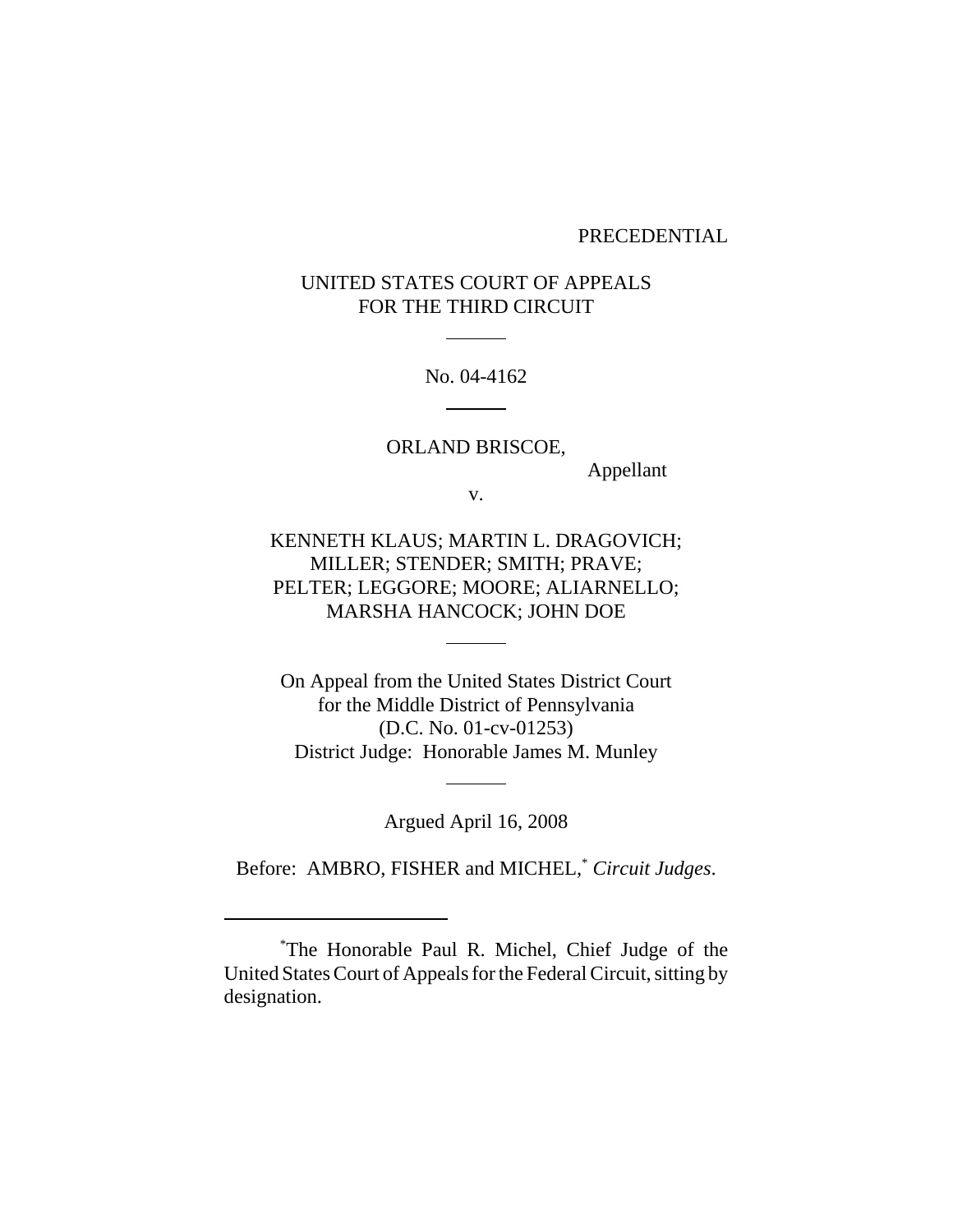PRECEDENTIAL

UNITED STATES COURT OF APPEALS
FOR THE THIRD CIRCUIT

No. 04-4162

ORLAND BRISCOE,
Appellant

v.

KENNETH KLAUS; MARTIN L. DRAGOVICH; MILLER; STENDER; SMITH; PRAVE; PELTER; LEGGORE; MOORE; ALIARNELLO; MARSHA HANCOCK; JOHN DOE

On Appeal from the United States District Court
for the Middle District of Pennsylvania
(D.C. No. 01-cv-01253)
District Judge: Honorable James M. Munley

Argued April 16, 2008

Before: AMBRO, FISHER and MICHEL,[*] *Circuit Judges*.

---

[*]The Honorable Paul R. Michel, Chief Judge of the United States Court of Appeals for the Federal Circuit, sitting by designation.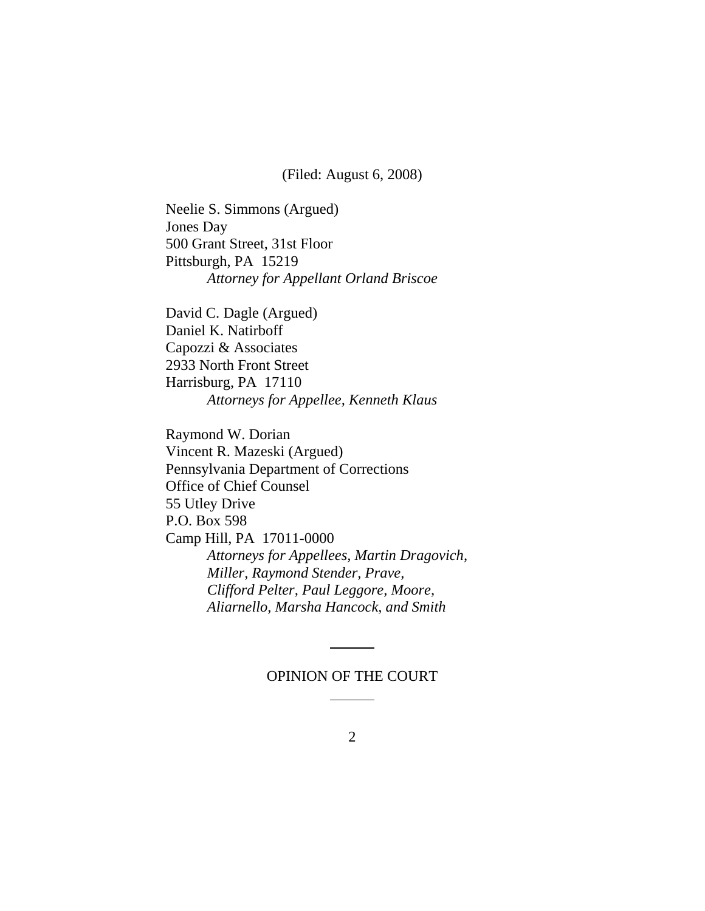(Filed: August 6, 2008)

Neelie S. Simmons (Argued)  
Jones Day  
500 Grant Street, 31st Floor  
Pittsburgh, PA 15219  
*Attorney for Appellant Orland Briscoe*

David C. Dagle (Argued)  
Daniel K. Natirboff  
Capozzi & Associates  
2933 North Front Street  
Harrisburg, PA 17110  
*Attorneys for Appellee, Kenneth Klaus*

Raymond W. Dorian  
Vincent R. Mazeski (Argued)  
Pennsylvania Department of Corrections  
Office of Chief Counsel  
55 Utley Drive  
P.O. Box 598  
Camp Hill, PA 17011-0000  
*Attorneys for Appellees, Martin Dragovich, Miller, Raymond Stender, Prave, Clifford Pelter, Paul Leggore, Moore, Aliarnello, Marsha Hancock, and Smith*

---

OPINION OF THE COURT

---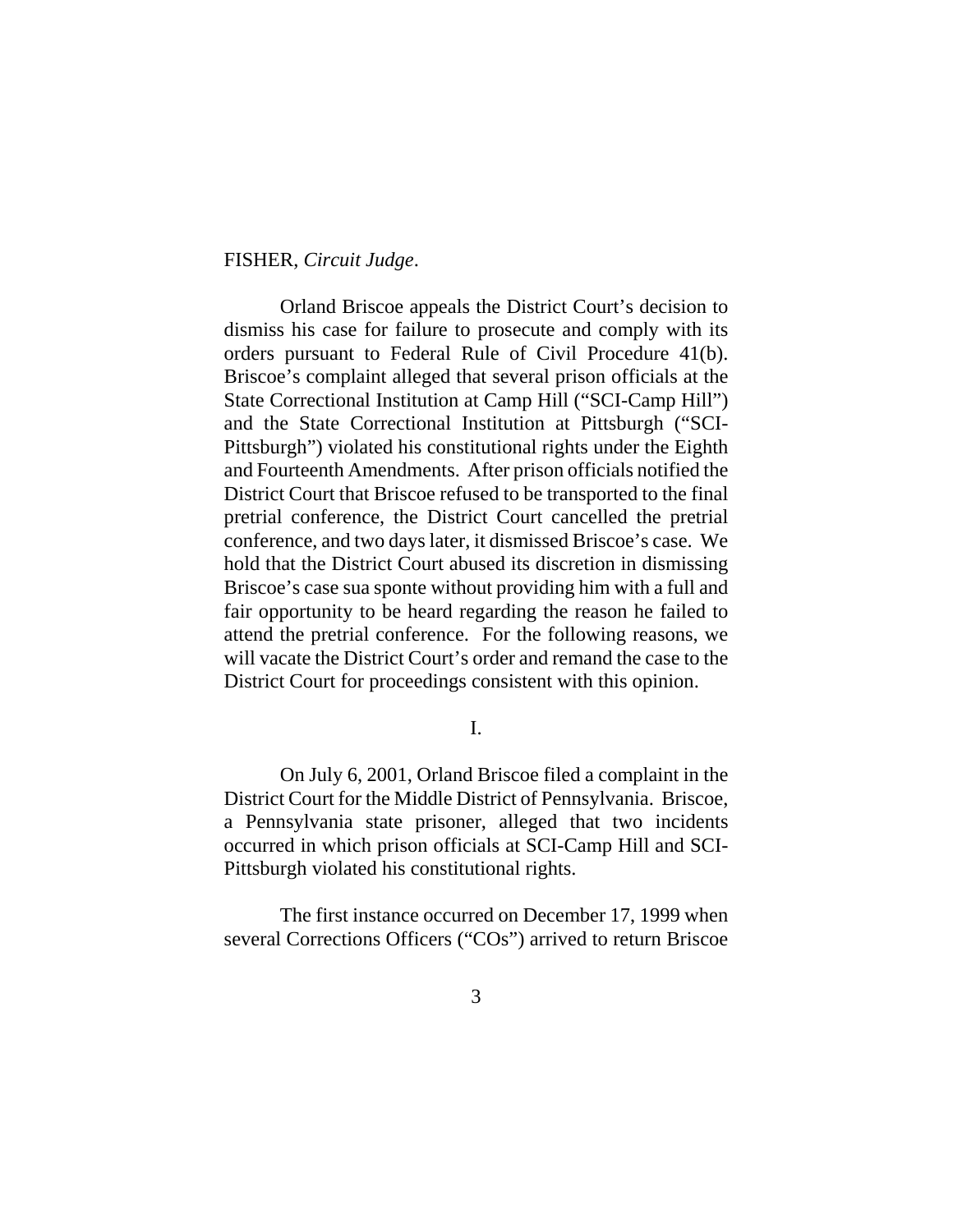FISHER, *Circuit Judge*.

Orland Briscoe appeals the District Court's decision to dismiss his case for failure to prosecute and comply with its orders pursuant to Federal Rule of Civil Procedure 41(b). Briscoe's complaint alleged that several prison officials at the State Correctional Institution at Camp Hill ("SCI-Camp Hill") and the State Correctional Institution at Pittsburgh ("SCI-Pittsburgh") violated his constitutional rights under the Eighth and Fourteenth Amendments. After prison officials notified the District Court that Briscoe refused to be transported to the final pretrial conference, the District Court cancelled the pretrial conference, and two days later, it dismissed Briscoe's case. We hold that the District Court abused its discretion in dismissing Briscoe's case sua sponte without providing him with a full and fair opportunity to be heard regarding the reason he failed to attend the pretrial conference. For the following reasons, we will vacate the District Court's order and remand the case to the District Court for proceedings consistent with this opinion.

## I.

On July 6, 2001, Orland Briscoe filed a complaint in the District Court for the Middle District of Pennsylvania. Briscoe, a Pennsylvania state prisoner, alleged that two incidents occurred in which prison officials at SCI-Camp Hill and SCI-Pittsburgh violated his constitutional rights.

The first instance occurred on December 17, 1999 when several Corrections Officers ("COs") arrived to return Briscoe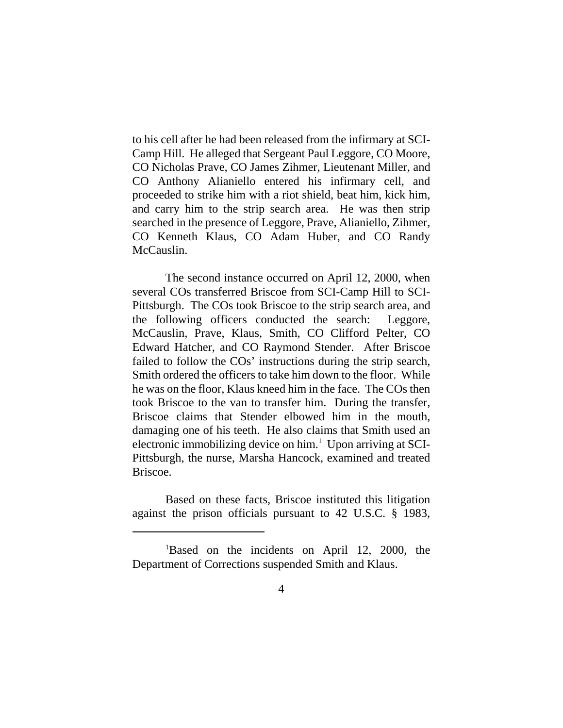to his cell after he had been released from the infirmary at SCI-Camp Hill. He alleged that Sergeant Paul Leggore, CO Moore, CO Nicholas Prave, CO James Zihmer, Lieutenant Miller, and CO Anthony Alianiello entered his infirmary cell, and proceeded to strike him with a riot shield, beat him, kick him, and carry him to the strip search area. He was then strip searched in the presence of Leggore, Prave, Alianiello, Zihmer, CO Kenneth Klaus, CO Adam Huber, and CO Randy McCauslin.

The second instance occurred on April 12, 2000, when several COs transferred Briscoe from SCI-Camp Hill to SCI-Pittsburgh. The COs took Briscoe to the strip search area, and the following officers conducted the search: Leggore, McCauslin, Prave, Klaus, Smith, CO Clifford Pelter, CO Edward Hatcher, and CO Raymond Stender. After Briscoe failed to follow the COs' instructions during the strip search, Smith ordered the officers to take him down to the floor. While he was on the floor, Klaus kneed him in the face. The COs then took Briscoe to the van to transfer him. During the transfer, Briscoe claims that Stender elbowed him in the mouth, damaging one of his teeth. He also claims that Smith used an electronic immobilizing device on him.[1] Upon arriving at SCI-Pittsburgh, the nurse, Marsha Hancock, examined and treated Briscoe.

Based on these facts, Briscoe instituted this litigation against the prison officials pursuant to 42 U.S.C. § 1983,

---

[1]Based on the incidents on April 12, 2000, the Department of Corrections suspended Smith and Klaus.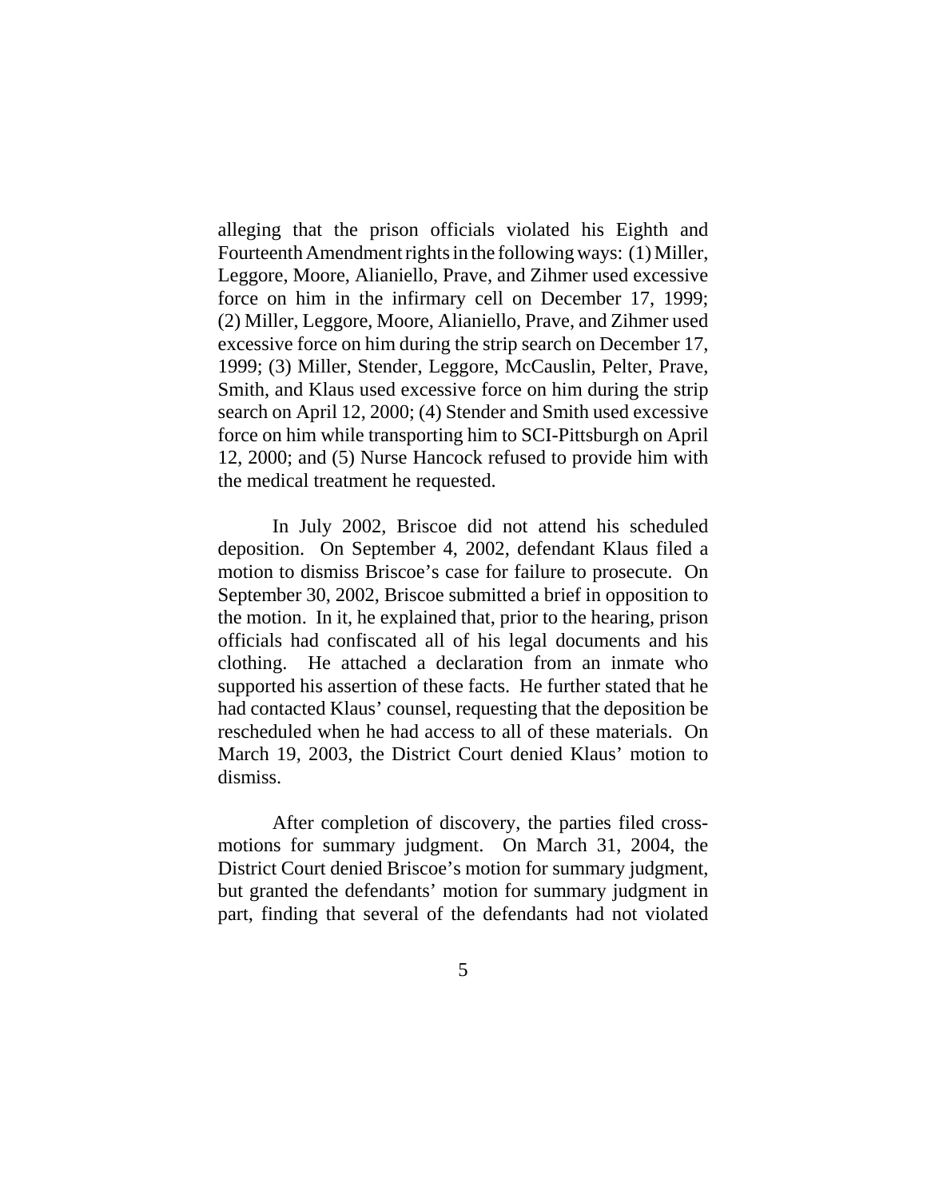alleging that the prison officials violated his Eighth and Fourteenth Amendment rights in the following ways: (1) Miller, Leggore, Moore, Alianiello, Prave, and Zihmer used excessive force on him in the infirmary cell on December 17, 1999; (2) Miller, Leggore, Moore, Alianiello, Prave, and Zihmer used excessive force on him during the strip search on December 17, 1999; (3) Miller, Stender, Leggore, McCauslin, Pelter, Prave, Smith, and Klaus used excessive force on him during the strip search on April 12, 2000; (4) Stender and Smith used excessive force on him while transporting him to SCI-Pittsburgh on April 12, 2000; and (5) Nurse Hancock refused to provide him with the medical treatment he requested.

In July 2002, Briscoe did not attend his scheduled deposition. On September 4, 2002, defendant Klaus filed a motion to dismiss Briscoe's case for failure to prosecute. On September 30, 2002, Briscoe submitted a brief in opposition to the motion. In it, he explained that, prior to the hearing, prison officials had confiscated all of his legal documents and his clothing. He attached a declaration from an inmate who supported his assertion of these facts. He further stated that he had contacted Klaus' counsel, requesting that the deposition be rescheduled when he had access to all of these materials. On March 19, 2003, the District Court denied Klaus' motion to dismiss.

After completion of discovery, the parties filed cross-motions for summary judgment. On March 31, 2004, the District Court denied Briscoe's motion for summary judgment, but granted the defendants' motion for summary judgment in part, finding that several of the defendants had not violated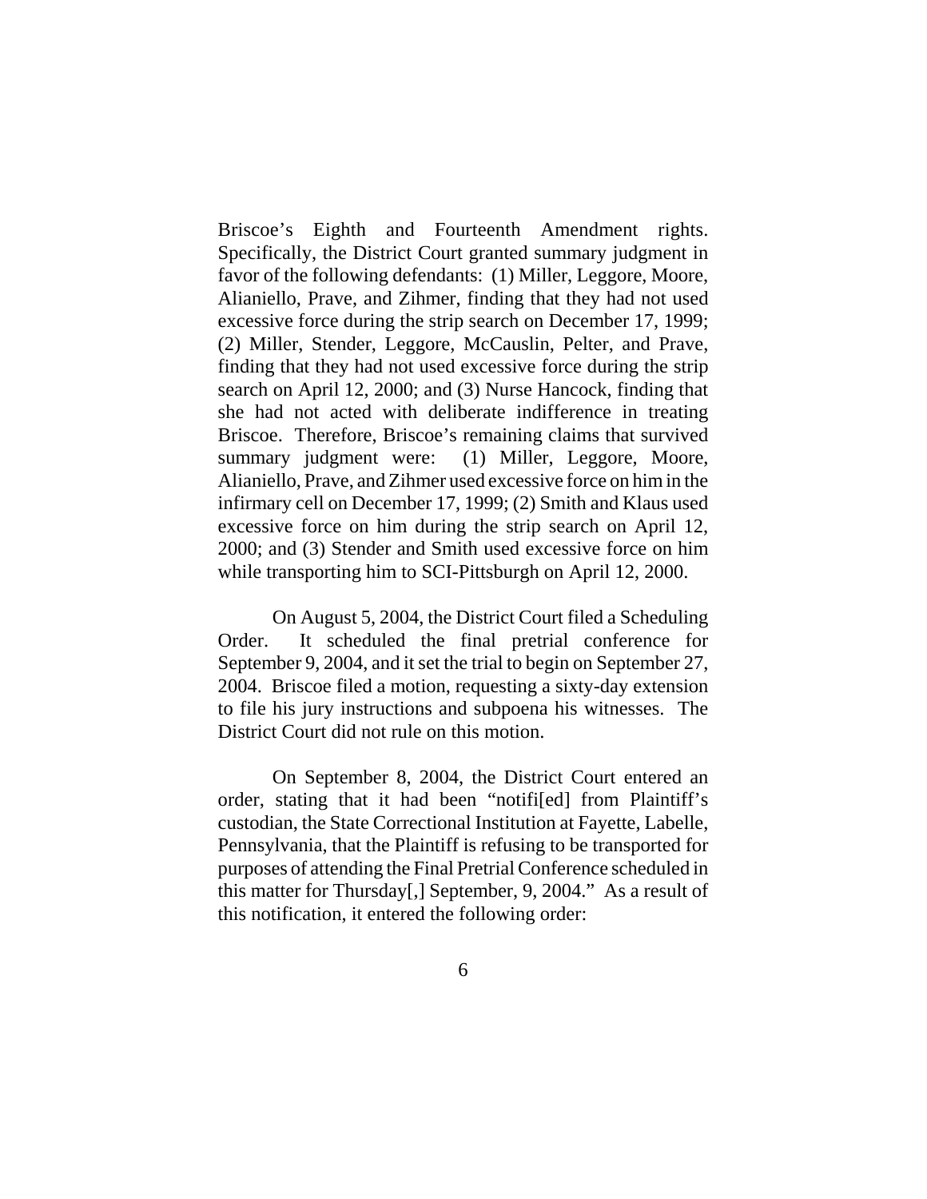Briscoe's Eighth and Fourteenth Amendment rights. Specifically, the District Court granted summary judgment in favor of the following defendants: (1) Miller, Leggore, Moore, Alianiello, Prave, and Zihmer, finding that they had not used excessive force during the strip search on December 17, 1999; (2) Miller, Stender, Leggore, McCauslin, Pelter, and Prave, finding that they had not used excessive force during the strip search on April 12, 2000; and (3) Nurse Hancock, finding that she had not acted with deliberate indifference in treating Briscoe. Therefore, Briscoe's remaining claims that survived summary judgment were: (1) Miller, Leggore, Moore, Alianiello, Prave, and Zihmer used excessive force on him in the infirmary cell on December 17, 1999; (2) Smith and Klaus used excessive force on him during the strip search on April 12, 2000; and (3) Stender and Smith used excessive force on him while transporting him to SCI-Pittsburgh on April 12, 2000.

On August 5, 2004, the District Court filed a Scheduling Order. It scheduled the final pretrial conference for September 9, 2004, and it set the trial to begin on September 27, 2004. Briscoe filed a motion, requesting a sixty-day extension to file his jury instructions and subpoena his witnesses. The District Court did not rule on this motion.

On September 8, 2004, the District Court entered an order, stating that it had been "notifi[ed] from Plaintiff's custodian, the State Correctional Institution at Fayette, Labelle, Pennsylvania, that the Plaintiff is refusing to be transported for purposes of attending the Final Pretrial Conference scheduled in this matter for Thursday[,] September, 9, 2004." As a result of this notification, it entered the following order: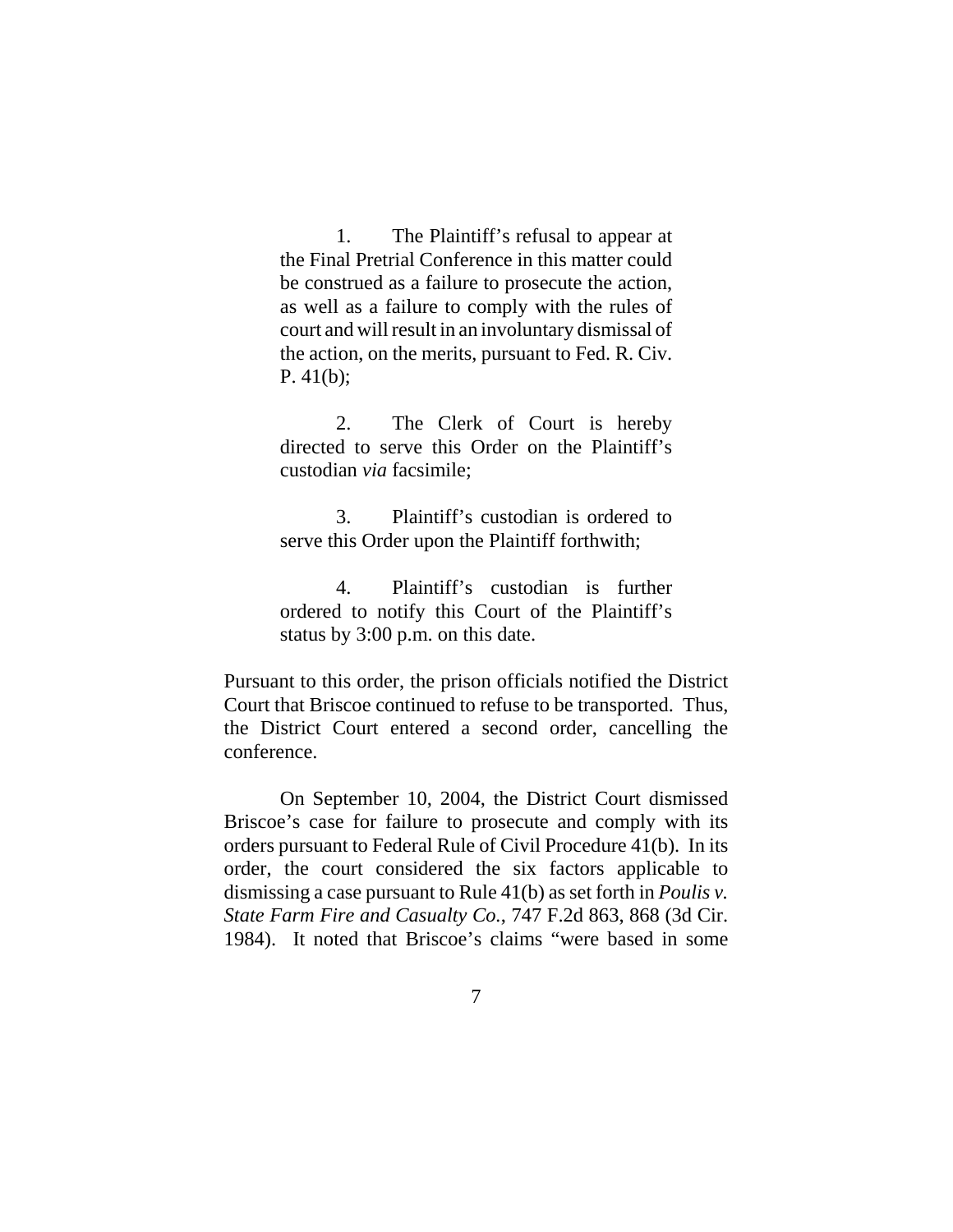> 1. The Plaintiff's refusal to appear at the Final Pretrial Conference in this matter could be construed as a failure to prosecute the action, as well as a failure to comply with the rules of court and will result in an involuntary dismissal of the action, on the merits, pursuant to Fed. R. Civ. P. 41(b);
>
> 2. The Clerk of Court is hereby directed to serve this Order on the Plaintiff's custodian *via* facsimile;
>
> 3. Plaintiff's custodian is ordered to serve this Order upon the Plaintiff forthwith;
>
> 4. Plaintiff's custodian is further ordered to notify this Court of the Plaintiff's status by 3:00 p.m. on this date.

Pursuant to this order, the prison officials notified the District Court that Briscoe continued to refuse to be transported. Thus, the District Court entered a second order, cancelling the conference.

On September 10, 2004, the District Court dismissed Briscoe's case for failure to prosecute and comply with its orders pursuant to Federal Rule of Civil Procedure 41(b). In its order, the court considered the six factors applicable to dismissing a case pursuant to Rule 41(b) as set forth in *Poulis v. State Farm Fire and Casualty Co.*, 747 F.2d 863, 868 (3d Cir. 1984). It noted that Briscoe's claims "were based in some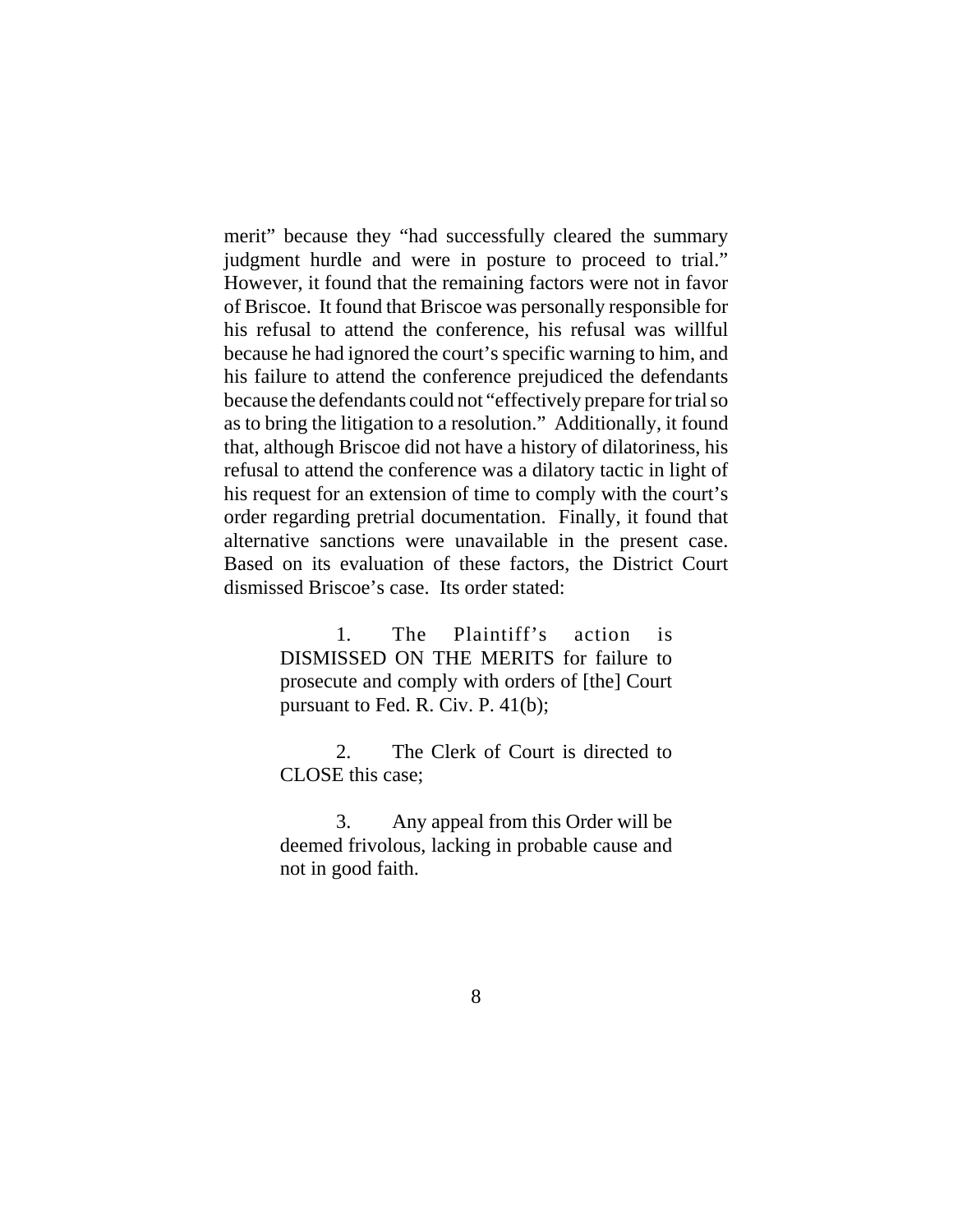merit" because they "had successfully cleared the summary judgment hurdle and were in posture to proceed to trial." However, it found that the remaining factors were not in favor of Briscoe. It found that Briscoe was personally responsible for his refusal to attend the conference, his refusal was willful because he had ignored the court's specific warning to him, and his failure to attend the conference prejudiced the defendants because the defendants could not "effectively prepare for trial so as to bring the litigation to a resolution." Additionally, it found that, although Briscoe did not have a history of dilatoriness, his refusal to attend the conference was a dilatory tactic in light of his request for an extension of time to comply with the court's order regarding pretrial documentation. Finally, it found that alternative sanctions were unavailable in the present case. Based on its evaluation of these factors, the District Court dismissed Briscoe's case. Its order stated:

> 1. The Plaintiff's action is DISMISSED ON THE MERITS for failure to prosecute and comply with orders of [the] Court pursuant to Fed. R. Civ. P. 41(b);
>
> 2. The Clerk of Court is directed to CLOSE this case;
>
> 3. Any appeal from this Order will be deemed frivolous, lacking in probable cause and not in good faith.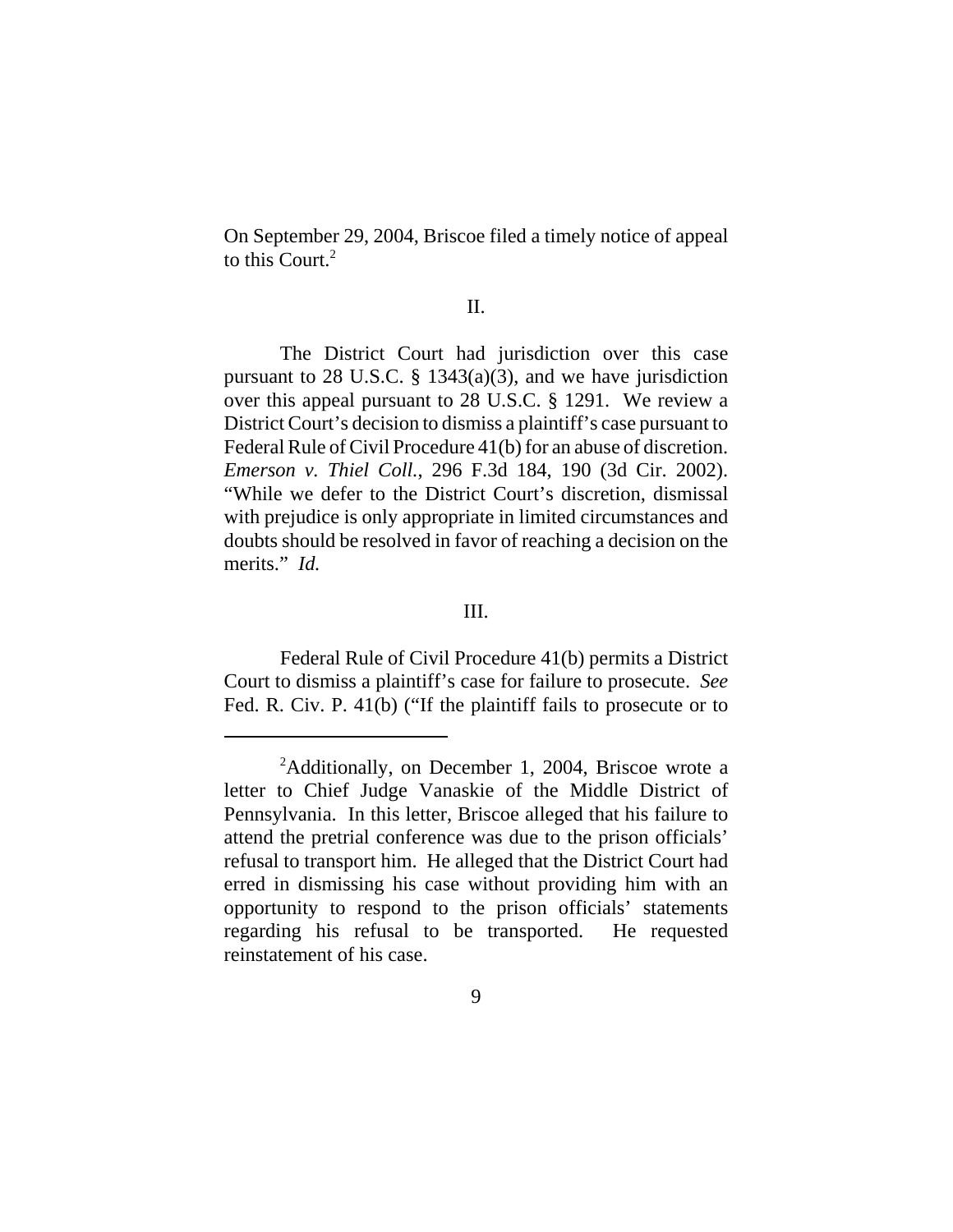On September 29, 2004, Briscoe filed a timely notice of appeal to this Court.[2]

II.

The District Court had jurisdiction over this case pursuant to 28 U.S.C. § 1343(a)(3), and we have jurisdiction over this appeal pursuant to 28 U.S.C. § 1291. We review a District Court's decision to dismiss a plaintiff's case pursuant to Federal Rule of Civil Procedure 41(b) for an abuse of discretion. *Emerson v. Thiel Coll.*, 296 F.3d 184, 190 (3d Cir. 2002). "While we defer to the District Court's discretion, dismissal with prejudice is only appropriate in limited circumstances and doubts should be resolved in favor of reaching a decision on the merits." *Id.*

III.

Federal Rule of Civil Procedure 41(b) permits a District Court to dismiss a plaintiff's case for failure to prosecute. *See* Fed. R. Civ. P. 41(b) ("If the plaintiff fails to prosecute or to

---

[2]Additionally, on December 1, 2004, Briscoe wrote a letter to Chief Judge Vanaskie of the Middle District of Pennsylvania. In this letter, Briscoe alleged that his failure to attend the pretrial conference was due to the prison officials' refusal to transport him. He alleged that the District Court had erred in dismissing his case without providing him with an opportunity to respond to the prison officials' statements regarding his refusal to be transported. He requested reinstatement of his case.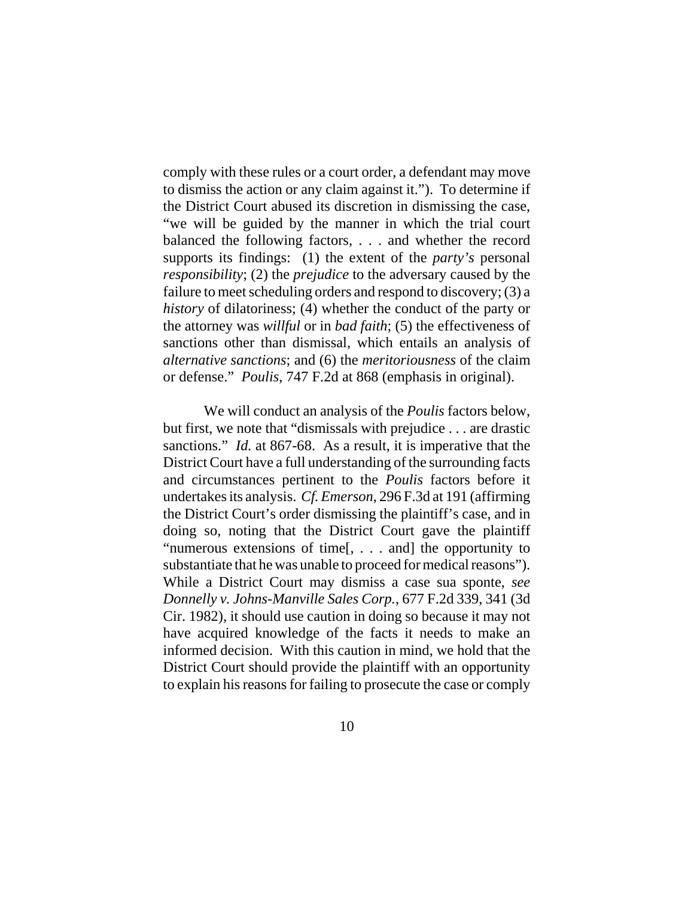comply with these rules or a court order, a defendant may move to dismiss the action or any claim against it."). To determine if the District Court abused its discretion in dismissing the case, "we will be guided by the manner in which the trial court balanced the following factors, . . . and whether the record supports its findings: (1) the extent of the *party's* personal *responsibility*; (2) the *prejudice* to the adversary caused by the failure to meet scheduling orders and respond to discovery; (3) a *history* of dilatoriness; (4) whether the conduct of the party or the attorney was *willful* or in *bad faith*; (5) the effectiveness of sanctions other than dismissal, which entails an analysis of *alternative sanctions*; and (6) the *meritoriousness* of the claim or defense." *Poulis*, 747 F.2d at 868 (emphasis in original).

We will conduct an analysis of the *Poulis* factors below, but first, we note that "dismissals with prejudice . . . are drastic sanctions." *Id.* at 867-68. As a result, it is imperative that the District Court have a full understanding of the surrounding facts and circumstances pertinent to the *Poulis* factors before it undertakes its analysis. *Cf. Emerson*, 296 F.3d at 191 (affirming the District Court's order dismissing the plaintiff's case, and in doing so, noting that the District Court gave the plaintiff "numerous extensions of time[, . . . and] the opportunity to substantiate that he was unable to proceed for medical reasons"). While a District Court may dismiss a case sua sponte, *see Donnelly v. Johns-Manville Sales Corp.*, 677 F.2d 339, 341 (3d Cir. 1982), it should use caution in doing so because it may not have acquired knowledge of the facts it needs to make an informed decision. With this caution in mind, we hold that the District Court should provide the plaintiff with an opportunity to explain his reasons for failing to prosecute the case or comply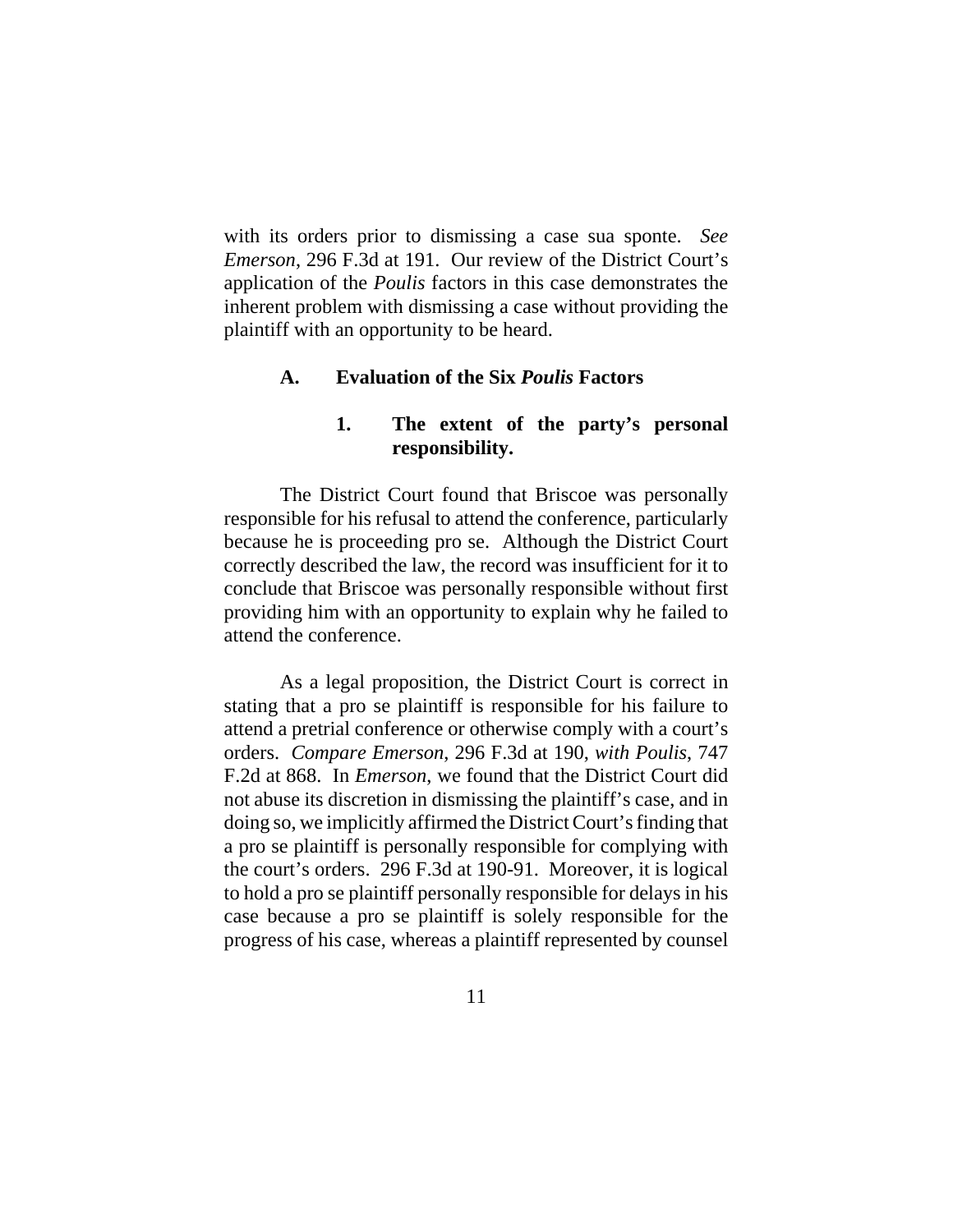with its orders prior to dismissing a case sua sponte. *See Emerson*, 296 F.3d at 191. Our review of the District Court's application of the *Poulis* factors in this case demonstrates the inherent problem with dismissing a case without providing the plaintiff with an opportunity to be heard.

### A. Evaluation of the Six *Poulis* Factors

#### 1. The extent of the party's personal responsibility.

The District Court found that Briscoe was personally responsible for his refusal to attend the conference, particularly because he is proceeding pro se. Although the District Court correctly described the law, the record was insufficient for it to conclude that Briscoe was personally responsible without first providing him with an opportunity to explain why he failed to attend the conference.

As a legal proposition, the District Court is correct in stating that a pro se plaintiff is responsible for his failure to attend a pretrial conference or otherwise comply with a court's orders. *Compare Emerson*, 296 F.3d at 190, *with Poulis*, 747 F.2d at 868. In *Emerson*, we found that the District Court did not abuse its discretion in dismissing the plaintiff's case, and in doing so, we implicitly affirmed the District Court's finding that a pro se plaintiff is personally responsible for complying with the court's orders. 296 F.3d at 190-91. Moreover, it is logical to hold a pro se plaintiff personally responsible for delays in his case because a pro se plaintiff is solely responsible for the progress of his case, whereas a plaintiff represented by counsel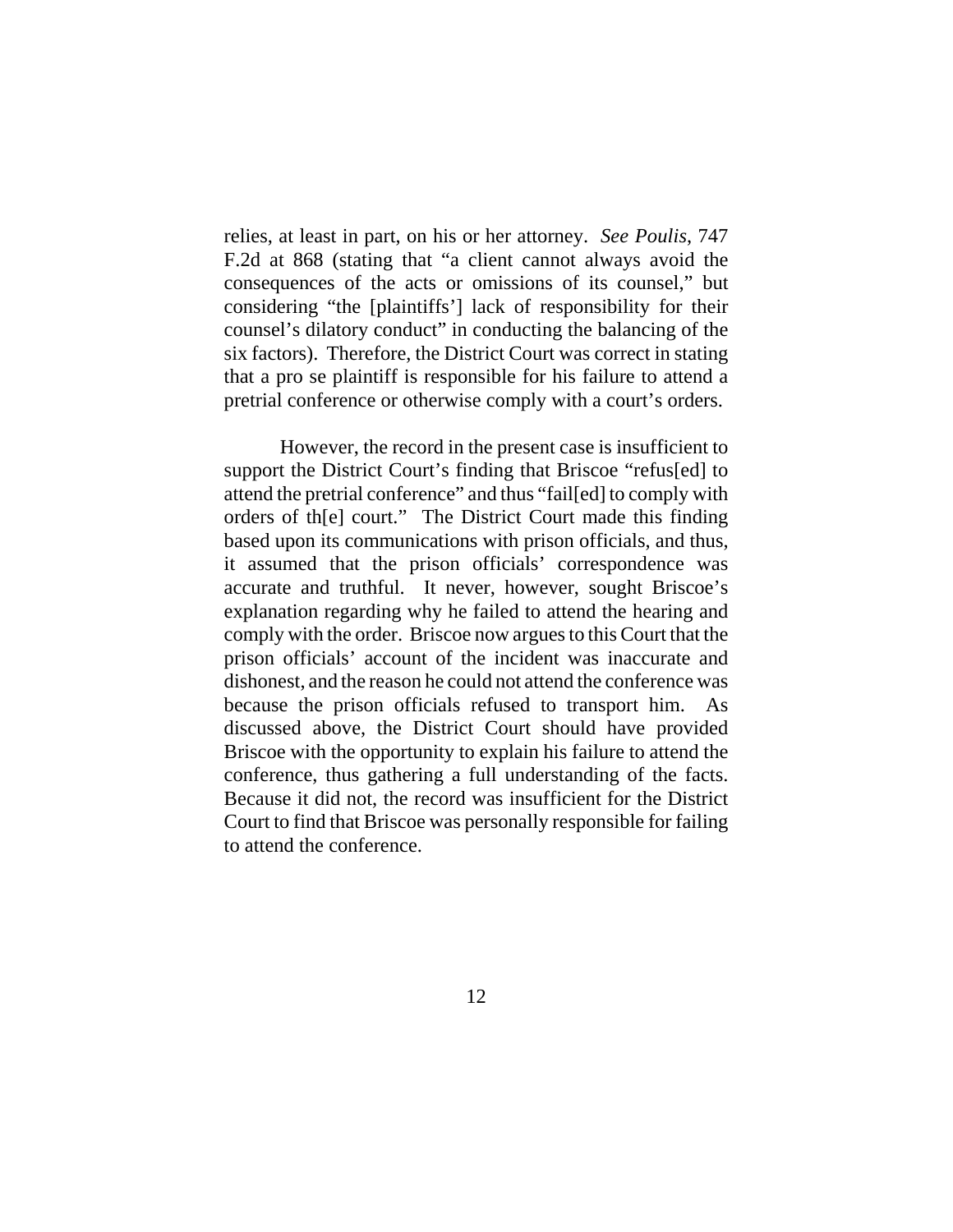relies, at least in part, on his or her attorney. *See Poulis*, 747 F.2d at 868 (stating that "a client cannot always avoid the consequences of the acts or omissions of its counsel," but considering "the [plaintiffs'] lack of responsibility for their counsel's dilatory conduct" in conducting the balancing of the six factors). Therefore, the District Court was correct in stating that a pro se plaintiff is responsible for his failure to attend a pretrial conference or otherwise comply with a court's orders.

However, the record in the present case is insufficient to support the District Court's finding that Briscoe "refus[ed] to attend the pretrial conference" and thus "fail[ed] to comply with orders of th[e] court." The District Court made this finding based upon its communications with prison officials, and thus, it assumed that the prison officials' correspondence was accurate and truthful. It never, however, sought Briscoe's explanation regarding why he failed to attend the hearing and comply with the order. Briscoe now argues to this Court that the prison officials' account of the incident was inaccurate and dishonest, and the reason he could not attend the conference was because the prison officials refused to transport him. As discussed above, the District Court should have provided Briscoe with the opportunity to explain his failure to attend the conference, thus gathering a full understanding of the facts. Because it did not, the record was insufficient for the District Court to find that Briscoe was personally responsible for failing to attend the conference.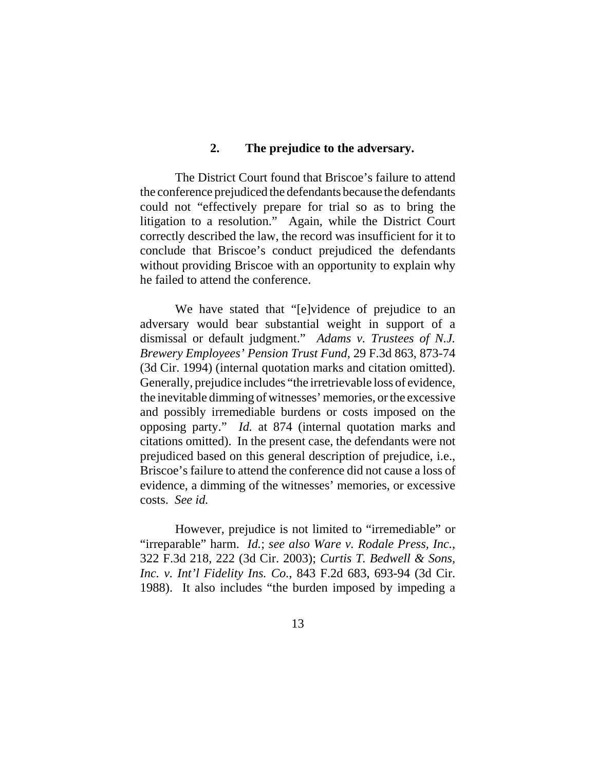### 2. The prejudice to the adversary.

The District Court found that Briscoe's failure to attend the conference prejudiced the defendants because the defendants could not "effectively prepare for trial so as to bring the litigation to a resolution." Again, while the District Court correctly described the law, the record was insufficient for it to conclude that Briscoe's conduct prejudiced the defendants without providing Briscoe with an opportunity to explain why he failed to attend the conference.

We have stated that "[e]vidence of prejudice to an adversary would bear substantial weight in support of a dismissal or default judgment." *Adams v. Trustees of N.J. Brewery Employees' Pension Trust Fund*, 29 F.3d 863, 873-74 (3d Cir. 1994) (internal quotation marks and citation omitted). Generally, prejudice includes "the irretrievable loss of evidence, the inevitable dimming of witnesses' memories, or the excessive and possibly irremediable burdens or costs imposed on the opposing party." *Id.* at 874 (internal quotation marks and citations omitted). In the present case, the defendants were not prejudiced based on this general description of prejudice, i.e., Briscoe's failure to attend the conference did not cause a loss of evidence, a dimming of the witnesses' memories, or excessive costs. *See id.*

However, prejudice is not limited to "irremediable" or "irreparable" harm. *Id.*; *see also Ware v. Rodale Press, Inc.*, 322 F.3d 218, 222 (3d Cir. 2003); *Curtis T. Bedwell & Sons, Inc. v. Int'l Fidelity Ins. Co.*, 843 F.2d 683, 693-94 (3d Cir. 1988). It also includes "the burden imposed by impeding a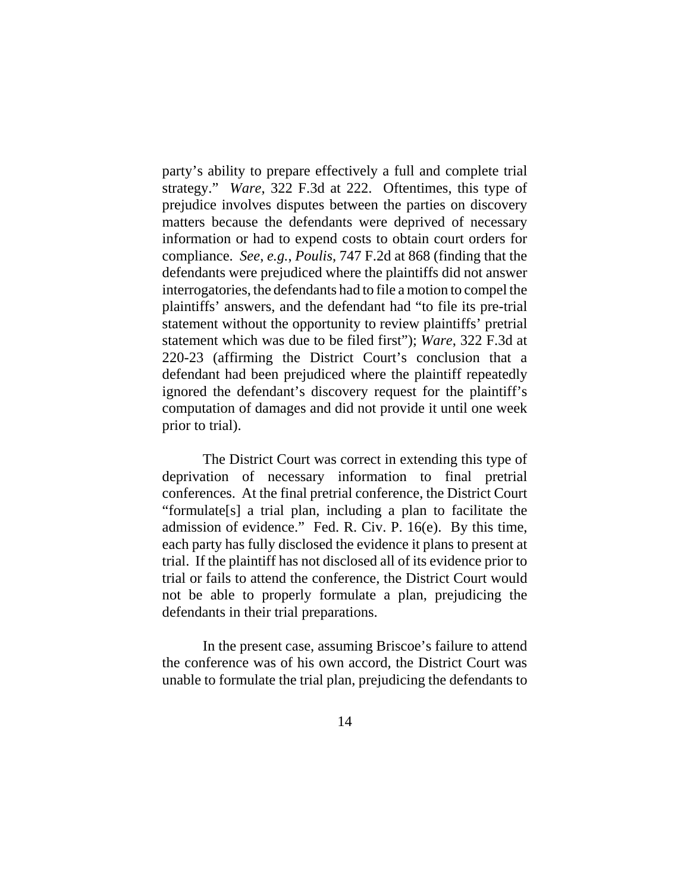party's ability to prepare effectively a full and complete trial strategy." *Ware*, 322 F.3d at 222. Oftentimes, this type of prejudice involves disputes between the parties on discovery matters because the defendants were deprived of necessary information or had to expend costs to obtain court orders for compliance. *See*, *e.g.*, *Poulis*, 747 F.2d at 868 (finding that the defendants were prejudiced where the plaintiffs did not answer interrogatories, the defendants had to file a motion to compel the plaintiffs' answers, and the defendant had "to file its pre-trial statement without the opportunity to review plaintiffs' pretrial statement which was due to be filed first"); *Ware*, 322 F.3d at 220-23 (affirming the District Court's conclusion that a defendant had been prejudiced where the plaintiff repeatedly ignored the defendant's discovery request for the plaintiff's computation of damages and did not provide it until one week prior to trial).

The District Court was correct in extending this type of deprivation of necessary information to final pretrial conferences. At the final pretrial conference, the District Court "formulate[s] a trial plan, including a plan to facilitate the admission of evidence." Fed. R. Civ. P. 16(e). By this time, each party has fully disclosed the evidence it plans to present at trial. If the plaintiff has not disclosed all of its evidence prior to trial or fails to attend the conference, the District Court would not be able to properly formulate a plan, prejudicing the defendants in their trial preparations.

In the present case, assuming Briscoe's failure to attend the conference was of his own accord, the District Court was unable to formulate the trial plan, prejudicing the defendants to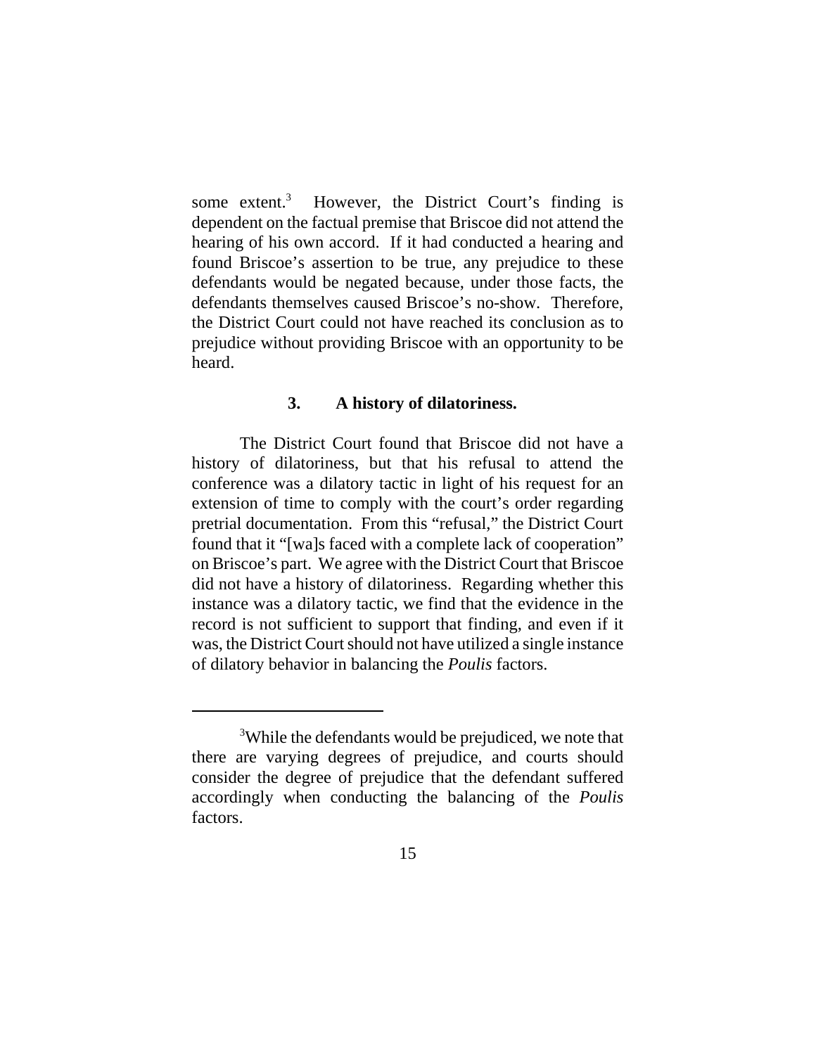some extent.[3] However, the District Court's finding is dependent on the factual premise that Briscoe did not attend the hearing of his own accord. If it had conducted a hearing and found Briscoe's assertion to be true, any prejudice to these defendants would be negated because, under those facts, the defendants themselves caused Briscoe's no-show. Therefore, the District Court could not have reached its conclusion as to prejudice without providing Briscoe with an opportunity to be heard.

### 3. A history of dilatoriness.

The District Court found that Briscoe did not have a history of dilatoriness, but that his refusal to attend the conference was a dilatory tactic in light of his request for an extension of time to comply with the court's order regarding pretrial documentation. From this "refusal," the District Court found that it "[wa]s faced with a complete lack of cooperation" on Briscoe's part. We agree with the District Court that Briscoe did not have a history of dilatoriness. Regarding whether this instance was a dilatory tactic, we find that the evidence in the record is not sufficient to support that finding, and even if it was, the District Court should not have utilized a single instance of dilatory behavior in balancing the *Poulis* factors.

[3] While the defendants would be prejudiced, we note that there are varying degrees of prejudice, and courts should consider the degree of prejudice that the defendant suffered accordingly when conducting the balancing of the *Poulis* factors.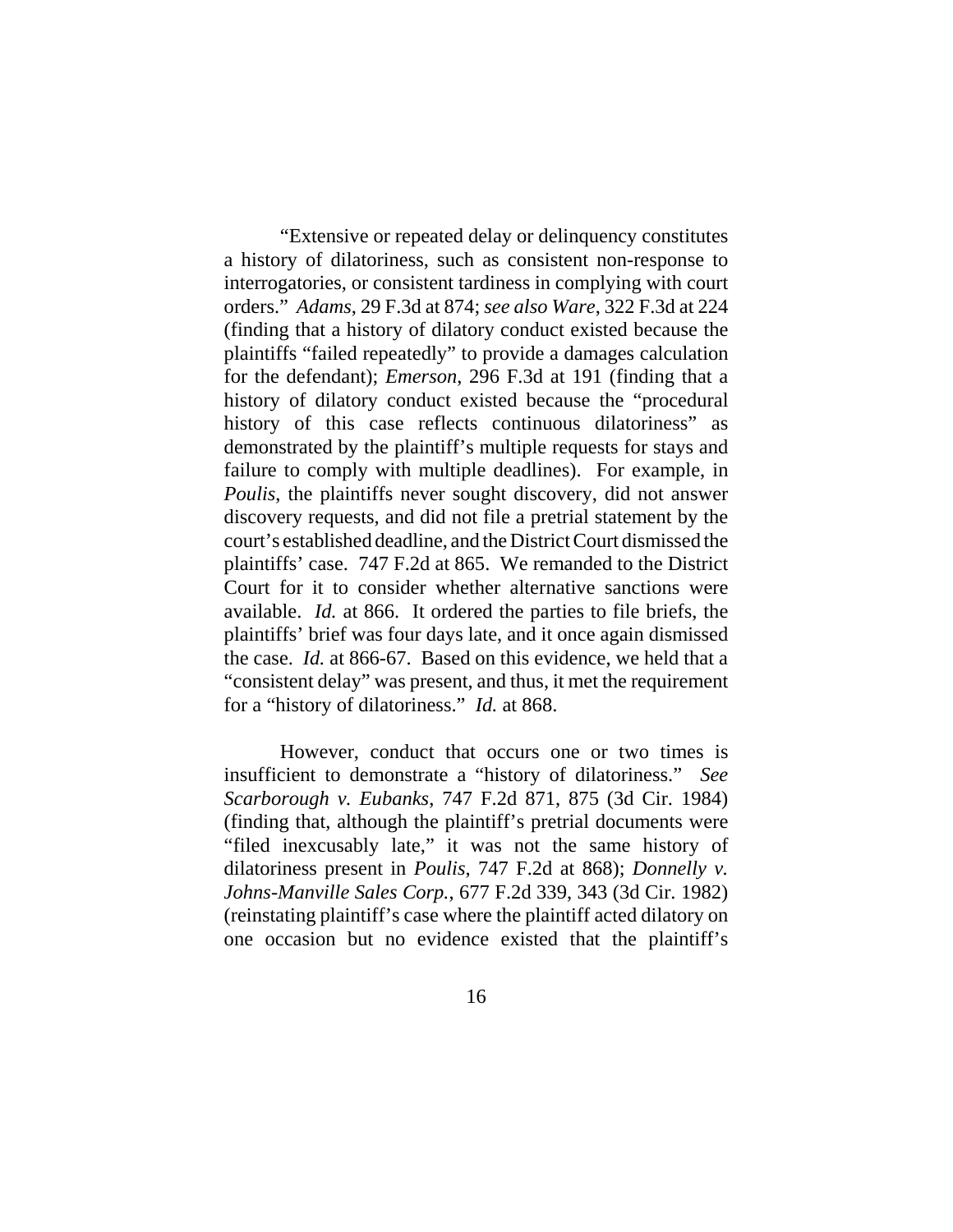"Extensive or repeated delay or delinquency constitutes a history of dilatoriness, such as consistent non-response to interrogatories, or consistent tardiness in complying with court orders." *Adams*, 29 F.3d at 874; *see also Ware*, 322 F.3d at 224 (finding that a history of dilatory conduct existed because the plaintiffs "failed repeatedly" to provide a damages calculation for the defendant); *Emerson*, 296 F.3d at 191 (finding that a history of dilatory conduct existed because the "procedural history of this case reflects continuous dilatoriness" as demonstrated by the plaintiff's multiple requests for stays and failure to comply with multiple deadlines). For example, in *Poulis*, the plaintiffs never sought discovery, did not answer discovery requests, and did not file a pretrial statement by the court's established deadline, and the District Court dismissed the plaintiffs' case. 747 F.2d at 865. We remanded to the District Court for it to consider whether alternative sanctions were available. *Id.* at 866. It ordered the parties to file briefs, the plaintiffs' brief was four days late, and it once again dismissed the case. *Id.* at 866-67. Based on this evidence, we held that a "consistent delay" was present, and thus, it met the requirement for a "history of dilatoriness." *Id.* at 868.

However, conduct that occurs one or two times is insufficient to demonstrate a "history of dilatoriness." *See Scarborough v. Eubanks*, 747 F.2d 871, 875 (3d Cir. 1984) (finding that, although the plaintiff's pretrial documents were "filed inexcusably late," it was not the same history of dilatoriness present in *Poulis*, 747 F.2d at 868); *Donnelly v. Johns-Manville Sales Corp.*, 677 F.2d 339, 343 (3d Cir. 1982) (reinstating plaintiff's case where the plaintiff acted dilatory on one occasion but no evidence existed that the plaintiff's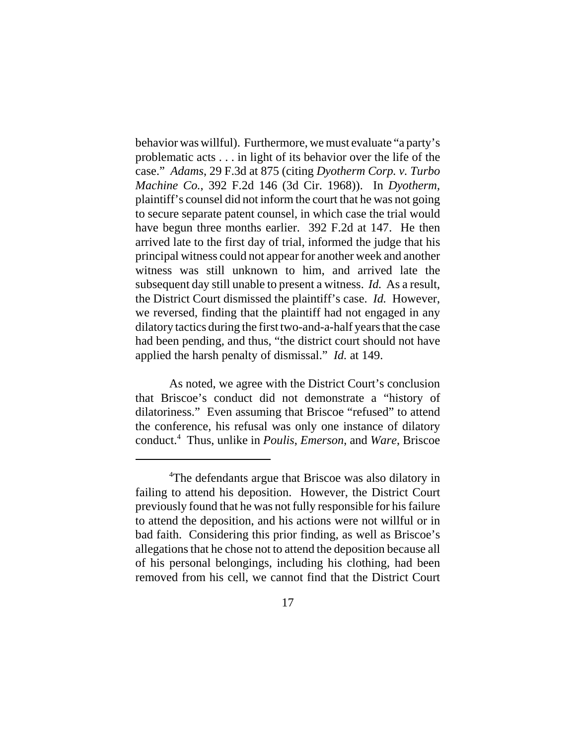behavior was willful). Furthermore, we must evaluate "a party's problematic acts . . . in light of its behavior over the life of the case." *Adams*, 29 F.3d at 875 (citing *Dyotherm Corp. v. Turbo Machine Co.*, 392 F.2d 146 (3d Cir. 1968)). In *Dyotherm*, plaintiff's counsel did not inform the court that he was not going to secure separate patent counsel, in which case the trial would have begun three months earlier. 392 F.2d at 147. He then arrived late to the first day of trial, informed the judge that his principal witness could not appear for another week and another witness was still unknown to him, and arrived late the subsequent day still unable to present a witness. *Id.* As a result, the District Court dismissed the plaintiff's case. *Id.* However, we reversed, finding that the plaintiff had not engaged in any dilatory tactics during the first two-and-a-half years that the case had been pending, and thus, "the district court should not have applied the harsh penalty of dismissal." *Id.* at 149.

As noted, we agree with the District Court's conclusion that Briscoe's conduct did not demonstrate a "history of dilatoriness." Even assuming that Briscoe "refused" to attend the conference, his refusal was only one instance of dilatory conduct.[4] Thus, unlike in *Poulis*, *Emerson*, and *Ware*, Briscoe

---

[4]The defendants argue that Briscoe was also dilatory in failing to attend his deposition. However, the District Court previously found that he was not fully responsible for his failure to attend the deposition, and his actions were not willful or in bad faith. Considering this prior finding, as well as Briscoe's allegations that he chose not to attend the deposition because all of his personal belongings, including his clothing, had been removed from his cell, we cannot find that the District Court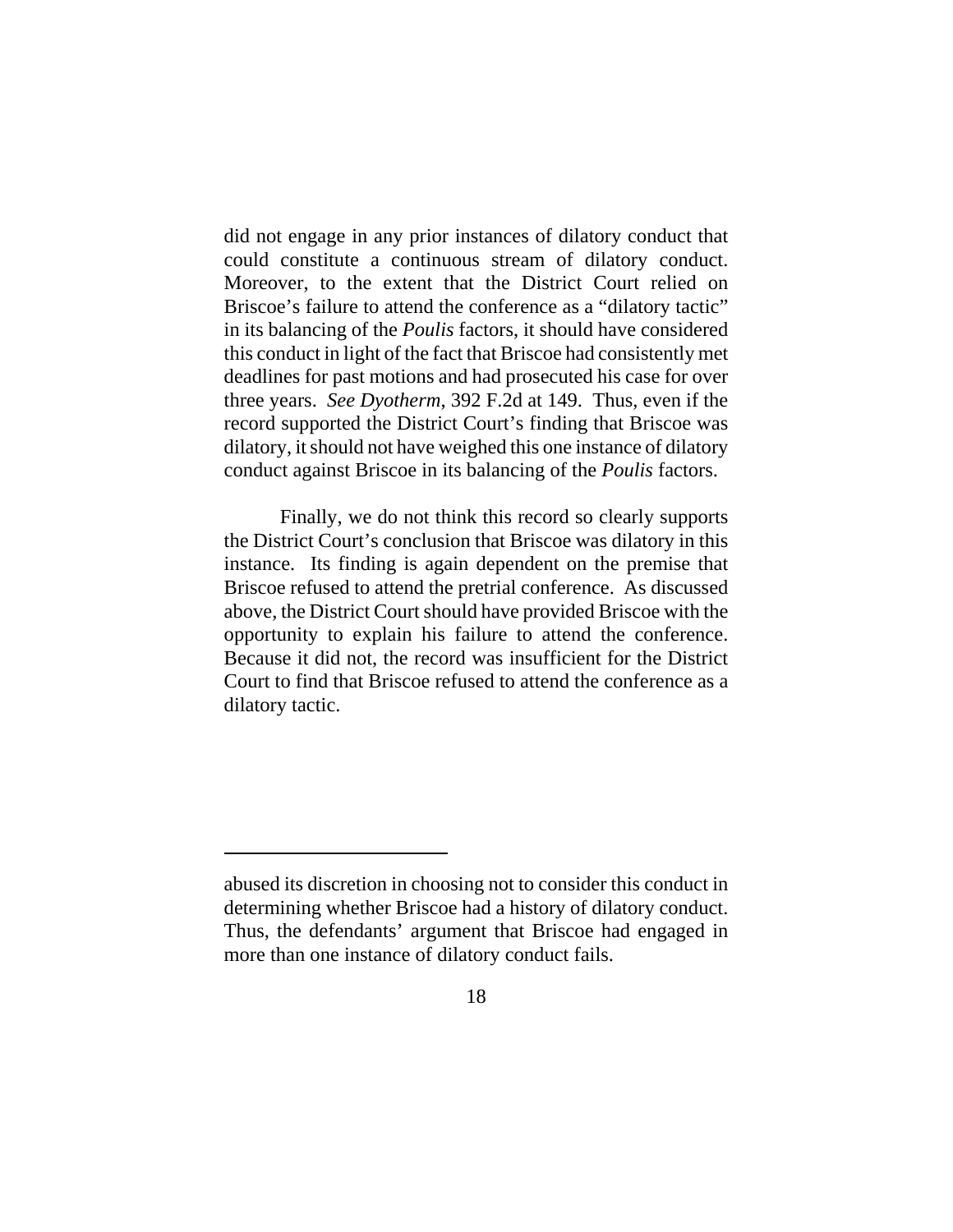did not engage in any prior instances of dilatory conduct that could constitute a continuous stream of dilatory conduct. Moreover, to the extent that the District Court relied on Briscoe's failure to attend the conference as a "dilatory tactic" in its balancing of the *Poulis* factors, it should have considered this conduct in light of the fact that Briscoe had consistently met deadlines for past motions and had prosecuted his case for over three years. *See Dyotherm*, 392 F.2d at 149. Thus, even if the record supported the District Court's finding that Briscoe was dilatory, it should not have weighed this one instance of dilatory conduct against Briscoe in its balancing of the *Poulis* factors.

Finally, we do not think this record so clearly supports the District Court's conclusion that Briscoe was dilatory in this instance. Its finding is again dependent on the premise that Briscoe refused to attend the pretrial conference. As discussed above, the District Court should have provided Briscoe with the opportunity to explain his failure to attend the conference. Because it did not, the record was insufficient for the District Court to find that Briscoe refused to attend the conference as a dilatory tactic.

---

abused its discretion in choosing not to consider this conduct in determining whether Briscoe had a history of dilatory conduct. Thus, the defendants' argument that Briscoe had engaged in more than one instance of dilatory conduct fails.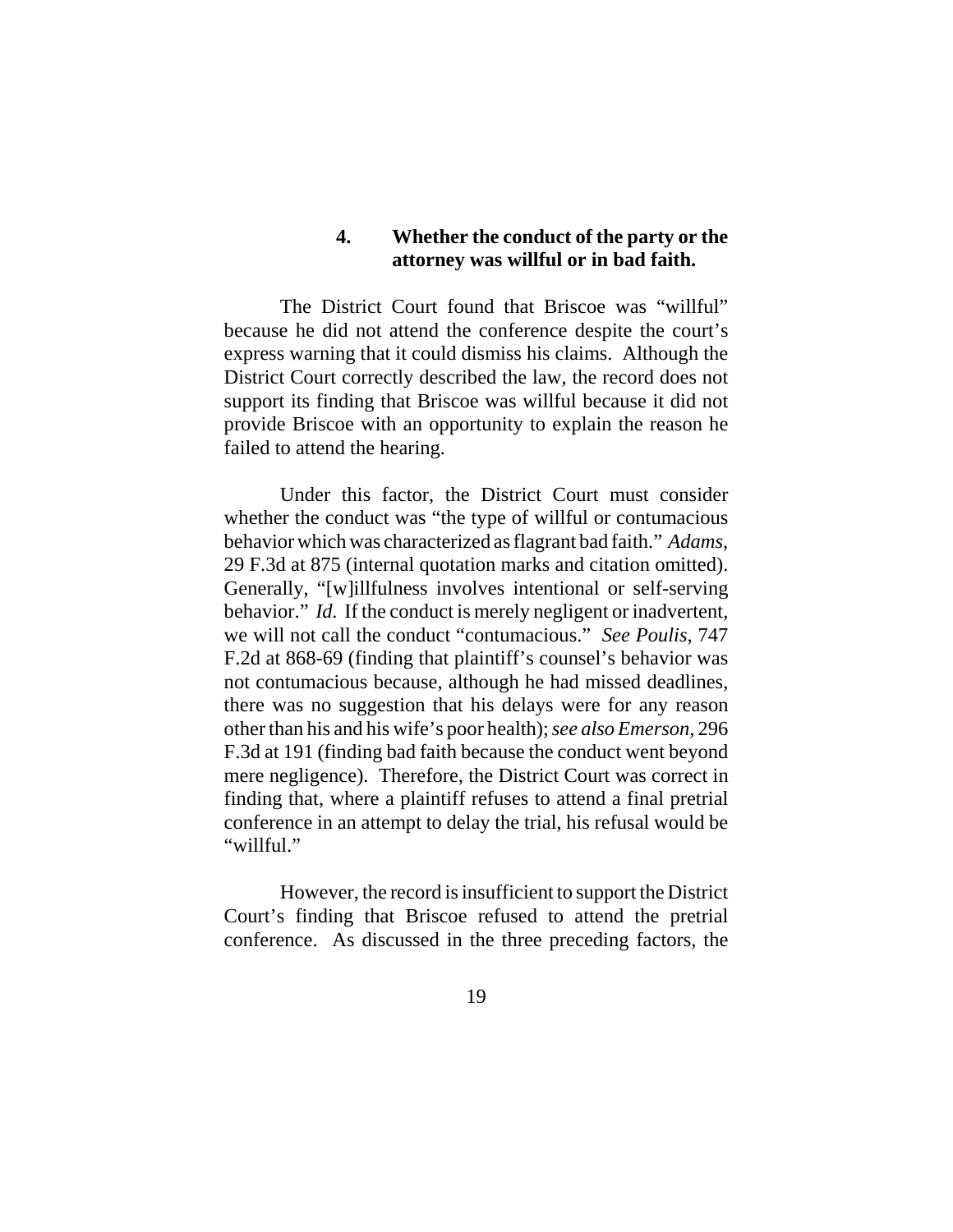#### 4. Whether the conduct of the party or the attorney was willful or in bad faith.

The District Court found that Briscoe was "willful" because he did not attend the conference despite the court's express warning that it could dismiss his claims. Although the District Court correctly described the law, the record does not support its finding that Briscoe was willful because it did not provide Briscoe with an opportunity to explain the reason he failed to attend the hearing.

Under this factor, the District Court must consider whether the conduct was "the type of willful or contumacious behavior which was characterized as flagrant bad faith." *Adams*, 29 F.3d at 875 (internal quotation marks and citation omitted). Generally, "[w]illfulness involves intentional or self-serving behavior." *Id.* If the conduct is merely negligent or inadvertent, we will not call the conduct "contumacious." *See Poulis*, 747 F.2d at 868-69 (finding that plaintiff's counsel's behavior was not contumacious because, although he had missed deadlines, there was no suggestion that his delays were for any reason other than his and his wife's poor health); *see also Emerson*, 296 F.3d at 191 (finding bad faith because the conduct went beyond mere negligence). Therefore, the District Court was correct in finding that, where a plaintiff refuses to attend a final pretrial conference in an attempt to delay the trial, his refusal would be "willful."

However, the record is insufficient to support the District Court's finding that Briscoe refused to attend the pretrial conference. As discussed in the three preceding factors, the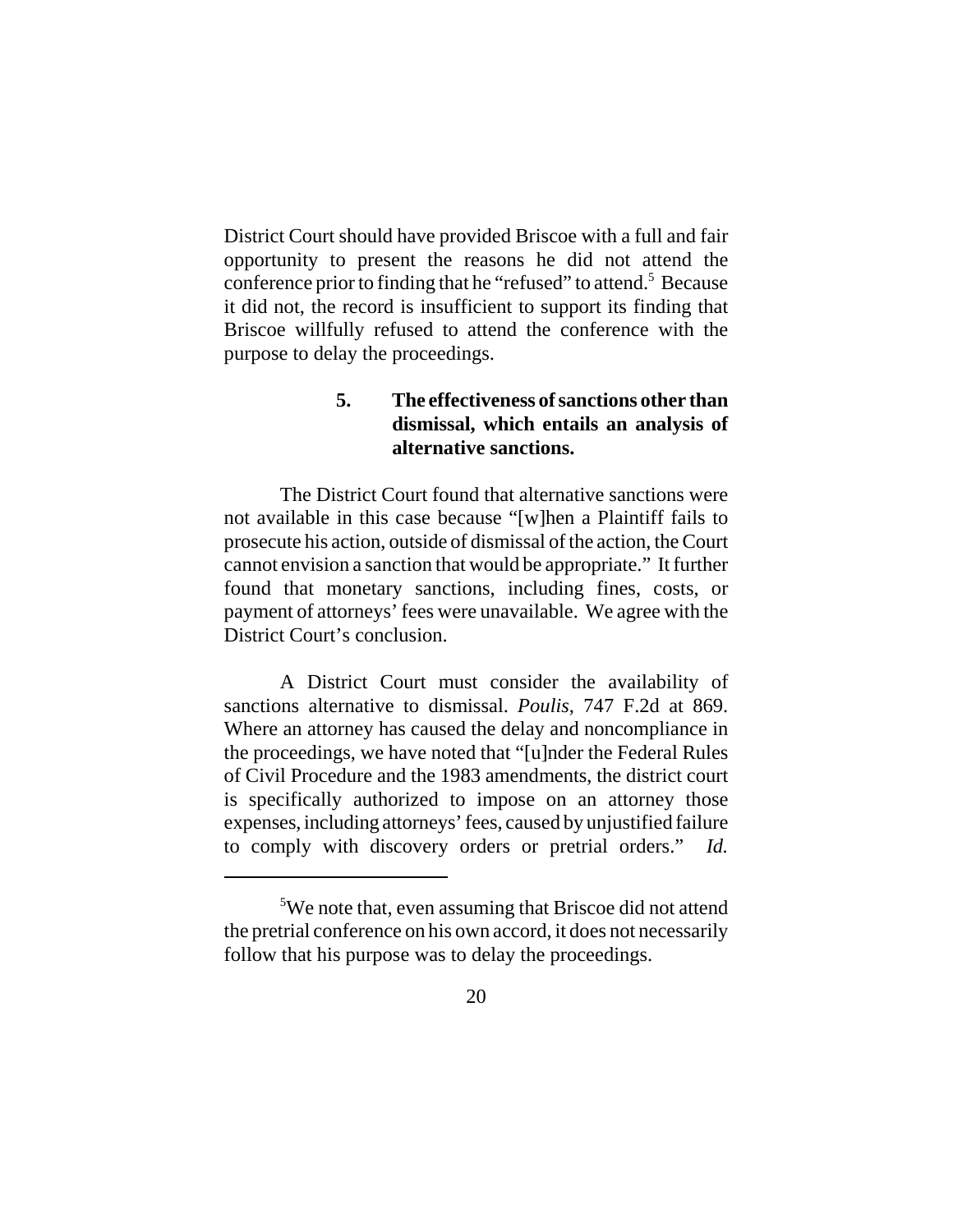District Court should have provided Briscoe with a full and fair opportunity to present the reasons he did not attend the conference prior to finding that he "refused" to attend.[5] Because it did not, the record is insufficient to support its finding that Briscoe willfully refused to attend the conference with the purpose to delay the proceedings.

### 5. The effectiveness of sanctions other than dismissal, which entails an analysis of alternative sanctions.

The District Court found that alternative sanctions were not available in this case because "[w]hen a Plaintiff fails to prosecute his action, outside of dismissal of the action, the Court cannot envision a sanction that would be appropriate." It further found that monetary sanctions, including fines, costs, or payment of attorneys' fees were unavailable. We agree with the District Court's conclusion.

A District Court must consider the availability of sanctions alternative to dismissal. *Poulis*, 747 F.2d at 869. Where an attorney has caused the delay and noncompliance in the proceedings, we have noted that "[u]nder the Federal Rules of Civil Procedure and the 1983 amendments, the district court is specifically authorized to impose on an attorney those expenses, including attorneys' fees, caused by unjustified failure to comply with discovery orders or pretrial orders." *Id.*

---

[5] We note that, even assuming that Briscoe did not attend the pretrial conference on his own accord, it does not necessarily follow that his purpose was to delay the proceedings.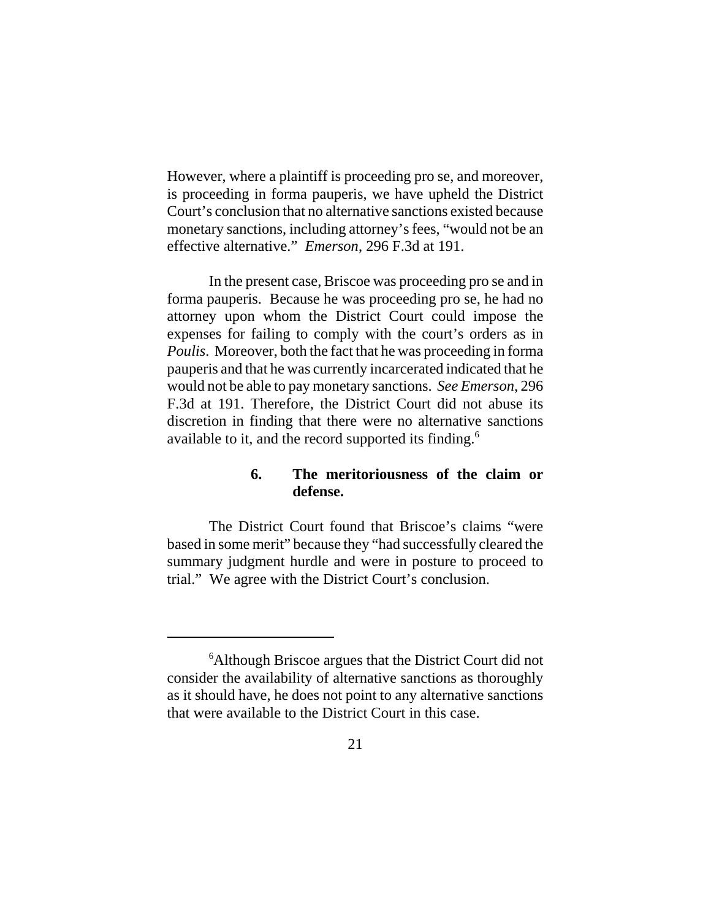However, where a plaintiff is proceeding pro se, and moreover, is proceeding in forma pauperis, we have upheld the District Court's conclusion that no alternative sanctions existed because monetary sanctions, including attorney's fees, "would not be an effective alternative." *Emerson*, 296 F.3d at 191.

In the present case, Briscoe was proceeding pro se and in forma pauperis. Because he was proceeding pro se, he had no attorney upon whom the District Court could impose the expenses for failing to comply with the court's orders as in *Poulis*. Moreover, both the fact that he was proceeding in forma pauperis and that he was currently incarcerated indicated that he would not be able to pay monetary sanctions. *See Emerson*, 296 F.3d at 191. Therefore, the District Court did not abuse its discretion in finding that there were no alternative sanctions available to it, and the record supported its finding.[6]

**6. The meritoriousness of the claim or defense.**

The District Court found that Briscoe's claims "were based in some merit" because they "had successfully cleared the summary judgment hurdle and were in posture to proceed to trial." We agree with the District Court's conclusion.

---

[6]Although Briscoe argues that the District Court did not consider the availability of alternative sanctions as thoroughly as it should have, he does not point to any alternative sanctions that were available to the District Court in this case.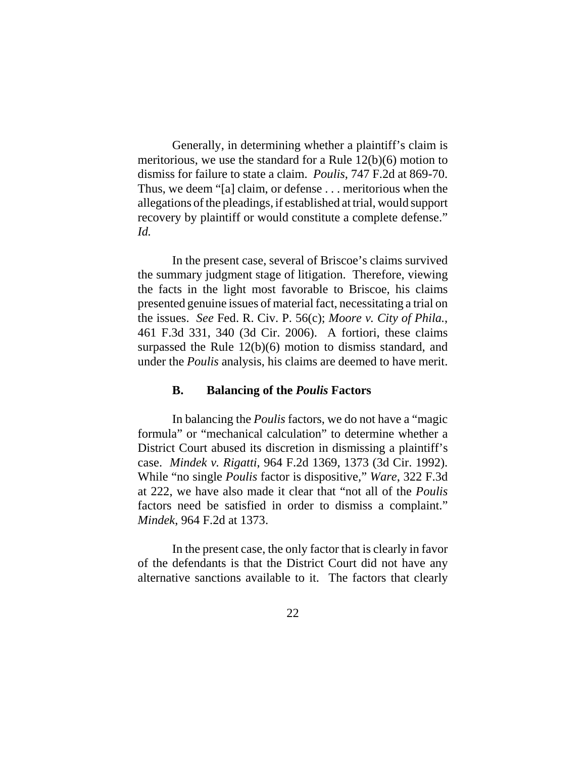Generally, in determining whether a plaintiff's claim is meritorious, we use the standard for a Rule 12(b)(6) motion to dismiss for failure to state a claim. *Poulis*, 747 F.2d at 869-70. Thus, we deem "[a] claim, or defense . . . meritorious when the allegations of the pleadings, if established at trial, would support recovery by plaintiff or would constitute a complete defense." *Id.*

In the present case, several of Briscoe's claims survived the summary judgment stage of litigation. Therefore, viewing the facts in the light most favorable to Briscoe, his claims presented genuine issues of material fact, necessitating a trial on the issues. *See* Fed. R. Civ. P. 56(c); *Moore v. City of Phila.*, 461 F.3d 331, 340 (3d Cir. 2006). A fortiori, these claims surpassed the Rule 12(b)(6) motion to dismiss standard, and under the *Poulis* analysis, his claims are deemed to have merit.

### B. Balancing of the *Poulis* Factors

In balancing the *Poulis* factors, we do not have a "magic formula" or "mechanical calculation" to determine whether a District Court abused its discretion in dismissing a plaintiff's case. *Mindek v. Rigatti*, 964 F.2d 1369, 1373 (3d Cir. 1992). While "no single *Poulis* factor is dispositive," *Ware*, 322 F.3d at 222, we have also made it clear that "not all of the *Poulis* factors need be satisfied in order to dismiss a complaint." *Mindek*, 964 F.2d at 1373.

In the present case, the only factor that is clearly in favor of the defendants is that the District Court did not have any alternative sanctions available to it. The factors that clearly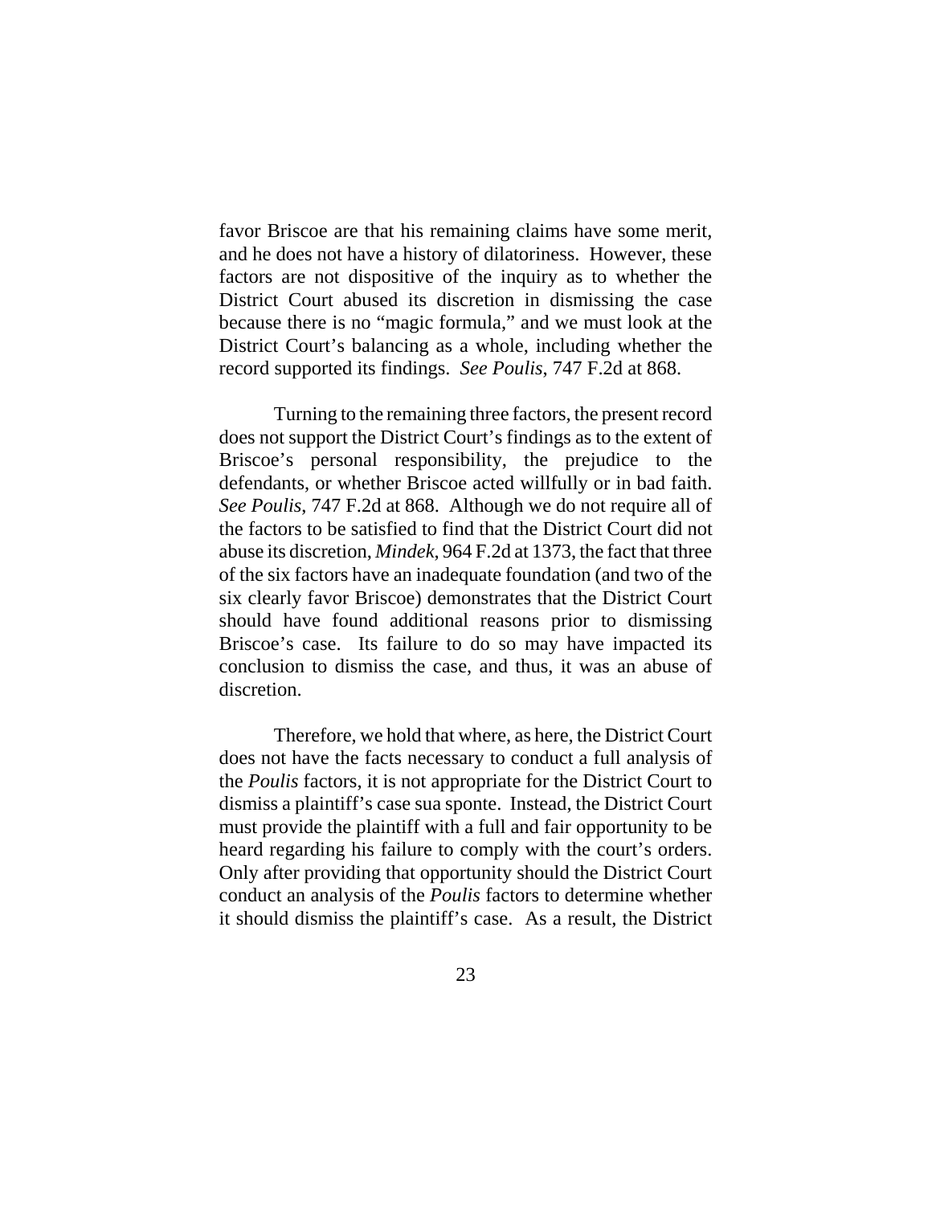favor Briscoe are that his remaining claims have some merit, and he does not have a history of dilatoriness. However, these factors are not dispositive of the inquiry as to whether the District Court abused its discretion in dismissing the case because there is no "magic formula," and we must look at the District Court's balancing as a whole, including whether the record supported its findings. *See Poulis*, 747 F.2d at 868.

Turning to the remaining three factors, the present record does not support the District Court's findings as to the extent of Briscoe's personal responsibility, the prejudice to the defendants, or whether Briscoe acted willfully or in bad faith. *See Poulis*, 747 F.2d at 868. Although we do not require all of the factors to be satisfied to find that the District Court did not abuse its discretion, *Mindek*, 964 F.2d at 1373, the fact that three of the six factors have an inadequate foundation (and two of the six clearly favor Briscoe) demonstrates that the District Court should have found additional reasons prior to dismissing Briscoe's case. Its failure to do so may have impacted its conclusion to dismiss the case, and thus, it was an abuse of discretion.

Therefore, we hold that where, as here, the District Court does not have the facts necessary to conduct a full analysis of the *Poulis* factors, it is not appropriate for the District Court to dismiss a plaintiff's case sua sponte. Instead, the District Court must provide the plaintiff with a full and fair opportunity to be heard regarding his failure to comply with the court's orders. Only after providing that opportunity should the District Court conduct an analysis of the *Poulis* factors to determine whether it should dismiss the plaintiff's case. As a result, the District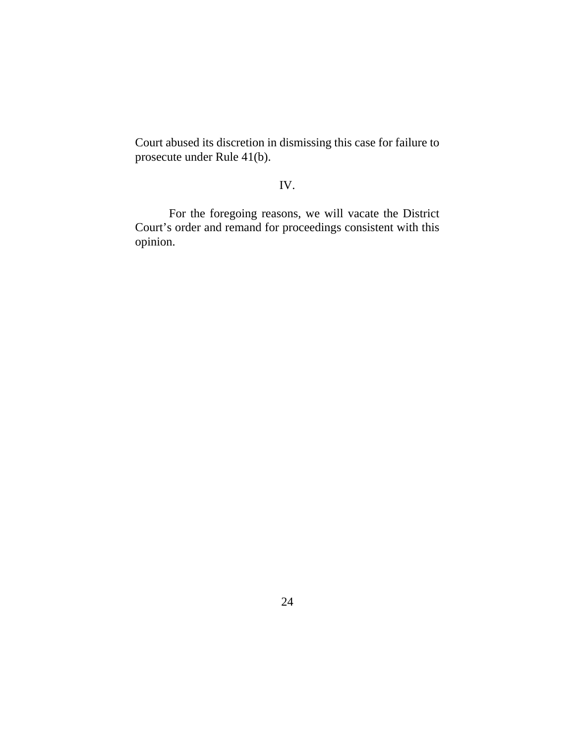Court abused its discretion in dismissing this case for failure to prosecute under Rule 41(b).

## IV.

For the foregoing reasons, we will vacate the District Court's order and remand for proceedings consistent with this opinion.